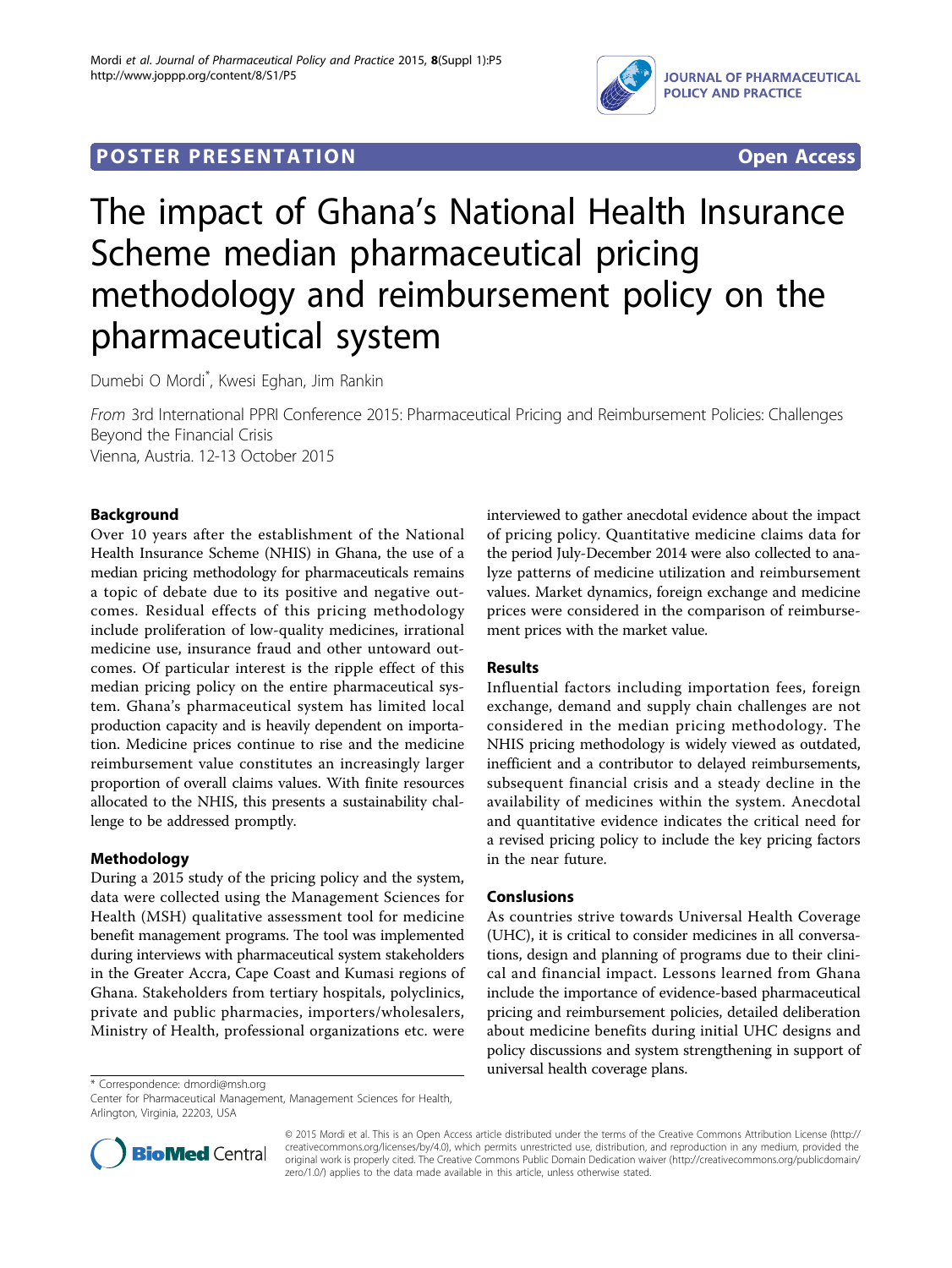**POSTER PRESENTATION** **Open Access**

# The impact of Ghana's National Health Insurance Scheme median pharmaceutical pricing methodology and reimbursement policy on the pharmaceutical system

Dumebi O Mordi*, Kwesi Eghan, Jim Rankin

*From* 3rd International PPRI Conference 2015: Pharmaceutical Pricing and Reimbursement Policies: Challenges Beyond the Financial Crisis
Vienna, Austria. 12-13 October 2015

## Background

Over 10 years after the establishment of the National Health Insurance Scheme (NHIS) in Ghana, the use of a median pricing methodology for pharmaceuticals remains a topic of debate due to its positive and negative outcomes. Residual effects of this pricing methodology include proliferation of low-quality medicines, irrational medicine use, insurance fraud and other untoward outcomes. Of particular interest is the ripple effect of this median pricing policy on the entire pharmaceutical system. Ghana's pharmaceutical system has limited local production capacity and is heavily dependent on importation. Medicine prices continue to rise and the medicine reimbursement value constitutes an increasingly larger proportion of overall claims values. With finite resources allocated to the NHIS, this presents a sustainability challenge to be addressed promptly.

## Methodology

During a 2015 study of the pricing policy and the system, data were collected using the Management Sciences for Health (MSH) qualitative assessment tool for medicine benefit management programs. The tool was implemented during interviews with pharmaceutical system stakeholders in the Greater Accra, Cape Coast and Kumasi regions of Ghana. Stakeholders from tertiary hospitals, polyclinics, private and public pharmacies, importers/wholesalers, Ministry of Health, professional organizations etc. were interviewed to gather anecdotal evidence about the impact of pricing policy. Quantitative medicine claims data for the period July-December 2014 were also collected to analyze patterns of medicine utilization and reimbursement values. Market dynamics, foreign exchange and medicine prices were considered in the comparison of reimbursement prices with the market value.

## Results

Influential factors including importation fees, foreign exchange, demand and supply chain challenges are not considered in the median pricing methodology. The NHIS pricing methodology is widely viewed as outdated, inefficient and a contributor to delayed reimbursements, subsequent financial crisis and a steady decline in the availability of medicines within the system. Anecdotal and quantitative evidence indicates the critical need for a revised pricing policy to include the key pricing factors in the near future.

## Conslusions

As countries strive towards Universal Health Coverage (UHC), it is critical to consider medicines in all conversations, design and planning of programs due to their clinical and financial impact. Lessons learned from Ghana include the importance of evidence-based pharmaceutical pricing and reimbursement policies, detailed deliberation about medicine benefits during initial UHC designs and policy discussions and system strengthening in support of universal health coverage plans.

\* Correspondence: dmordi@msh.org
Center for Pharmaceutical Management, Management Sciences for Health, Arlington, Virginia, 22203, USA

© 2015 Mordi et al. This is an Open Access article distributed under the terms of the Creative Commons Attribution License (http://creativecommons.org/licenses/by/4.0), which permits unrestricted use, distribution, and reproduction in any medium, provided the original work is properly cited. The Creative Commons Public Domain Dedication waiver (http://creativecommons.org/publicdomain/zero/1.0/) applies to the data made available in this article, unless otherwise stated.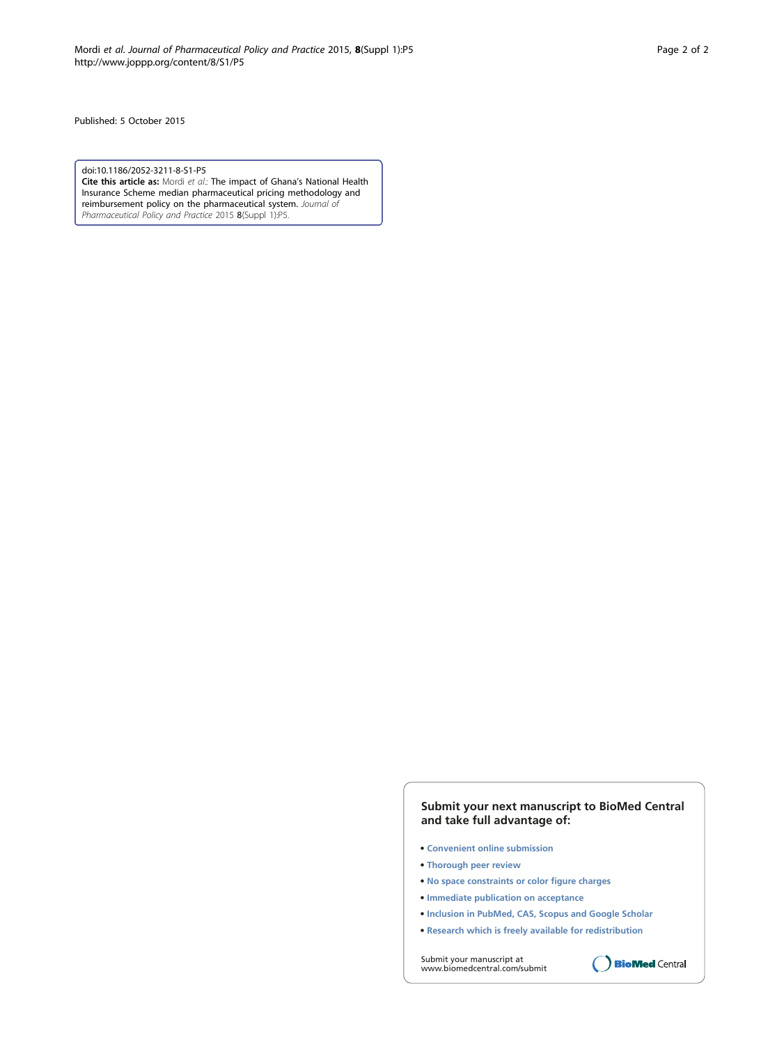Published: 5 October 2015

doi:10.1186/2052-3211-8-S1-P5

**Cite this article as:** Mordi *et al.*: The impact of Ghana's National Health Insurance Scheme median pharmaceutical pricing methodology and reimbursement policy on the pharmaceutical system. *Journal of Pharmaceutical Policy and Practice* 2015 **8**(Suppl 1):P5.

**Submit your next manuscript to BioMed Central and take full advantage of:**

- **Convenient online submission**
- **Thorough peer review**
- **No space constraints or color figure charges**
- **Immediate publication on acceptance**
- **Inclusion in PubMed, CAS, Scopus and Google Scholar**
- **Research which is freely available for redistribution**

Submit your manuscript at
www.biomedcentral.com/submit

BioMed Central